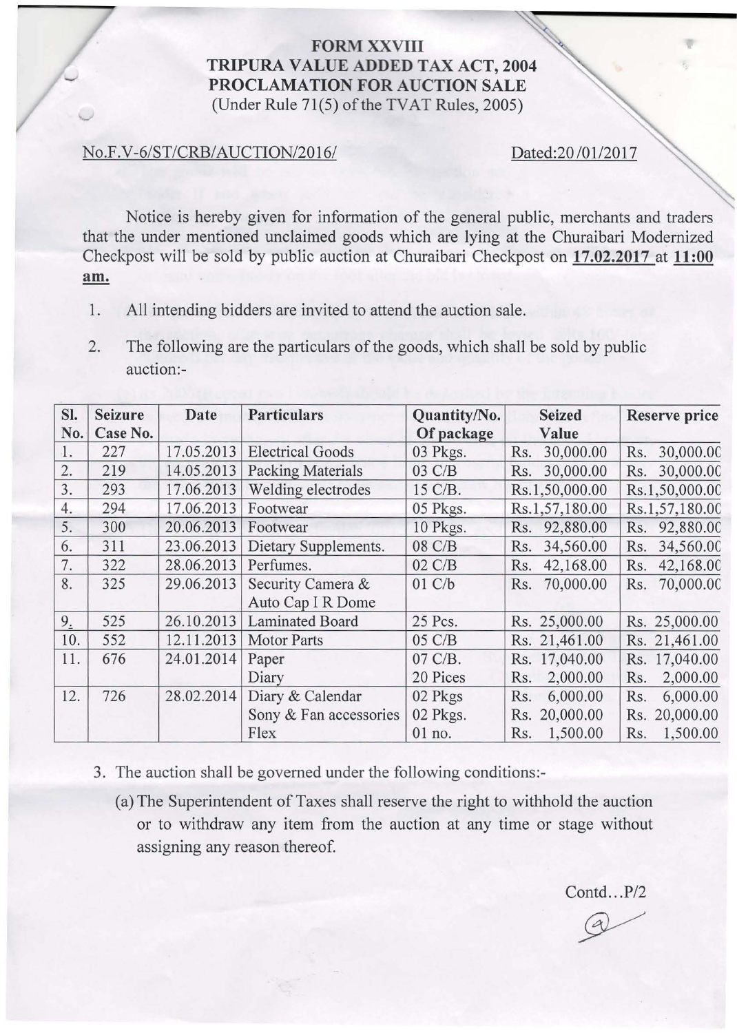# FORM XXVIII
# TRIPURA VALUE ADDED TAX ACT, 2004
# PROCLAMATION FOR AUCTION SALE

(Under Rule 71(5) of the TVAT Rules, 2005)

No.F.V-6/ST/CRB/AUCTION/2016/ Dated:20 /01/2017

Notice is hereby given for information of the general public, merchants and traders that the under mentioned unclaimed goods which are lying at the Churaibari Modernized Checkpost will be sold by public auction at Churaibari Checkpost on **17.02.2017** at **11:00 am.**

1. All intending bidders are invited to attend the auction sale.
2. The following are the particulars of the goods, which shall be sold by public auction:-

| Sl. No. | Seizure Case No. | Date | Particulars | Quantity/No. Of package | Seized Value | Reserve price |
|---|---|---|---|---|---|---|
| 1. | 227 | 17.05.2013 | Electrical Goods | 03 Pkgs. | Rs. 30,000.00 | Rs. 30,000.00 |
| 2. | 219 | 14.05.2013 | Packing Materials | 03 C/B | Rs. 30,000.00 | Rs. 30,000.00 |
| 3. | 293 | 17.06.2013 | Welding electrodes | 15 C/B. | Rs.1,50,000.00 | Rs.1,50,000.00 |
| 4. | 294 | 17.06.2013 | Footwear | 05 Pkgs. | Rs.1,57,180.00 | Rs.1,57,180.00 |
| 5. | 300 | 20.06.2013 | Footwear | 10 Pkgs. | Rs. 92,880.00 | Rs. 92,880.00 |
| 6. | 311 | 23.06.2013 | Dietary Supplements. | 08 C/B | Rs. 34,560.00 | Rs. 34,560.00 |
| 7. | 322 | 28.06.2013 | Perfumes. | 02 C/B | Rs. 42,168.00 | Rs. 42,168.00 |
| 8. | 325 | 29.06.2013 | Security Camera & Auto Cap I R Dome | 01 C/b | Rs. 70,000.00 | Rs. 70,000.00 |
| 9. | 525 | 26.10.2013 | Laminated Board | 25 Pcs. | Rs. 25,000.00 | Rs. 25,000.00 |
| 10. | 552 | 12.11.2013 | Motor Parts | 05 C/B | Rs. 21,461.00 | Rs. 21,461.00 |
| 11. | 676 | 24.01.2014 | Paper<br>Diary | 07 C/B.<br>20 Pices | Rs. 17,040.00<br>Rs. 2,000.00 | Rs. 17,040.00<br>Rs. 2,000.00 |
| 12. | 726 | 28.02.2014 | Diary & Calendar<br>Sony & Fan accessories<br>Flex | 02 Pkgs<br>02 Pkgs.<br>01 no. | Rs. 6,000.00<br>Rs. 20,000.00<br>Rs. 1,500.00 | Rs. 6,000.00<br>Rs. 20,000.00<br>Rs. 1,500.00 |

3. The auction shall be governed under the following conditions:-

   (a) The Superintendent of Taxes shall reserve the right to withhold the auction or to withdraw any item from the auction at any time or stage without assigning any reason thereof.

Contd...P/2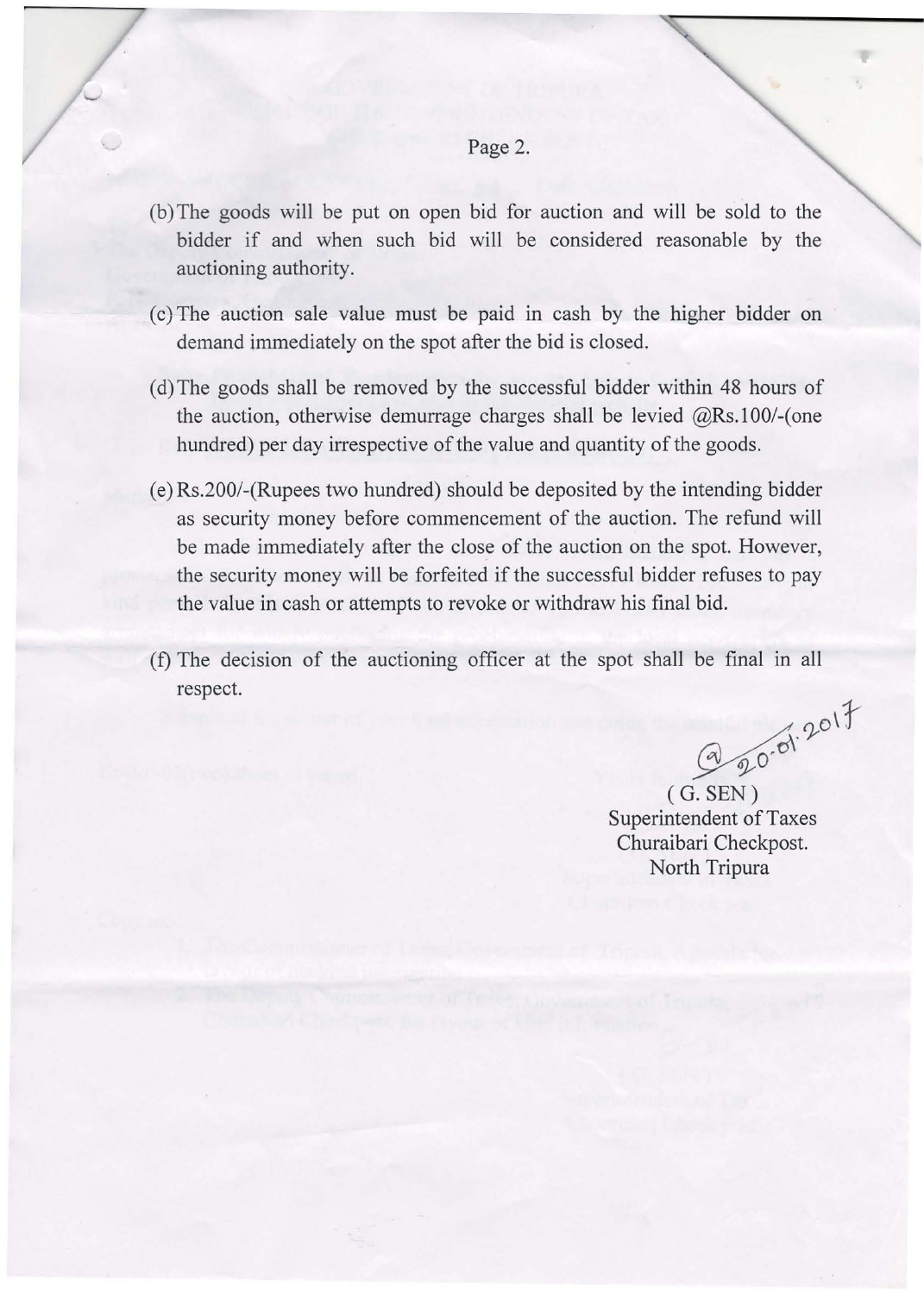(b) The goods will be put on open bid for auction and will be sold to the bidder if and when such bid will be considered reasonable by the auctioning authority.

(c) The auction sale value must be paid in cash by the higher bidder on demand immediately on the spot after the bid is closed.

(d) The goods shall be removed by the successful bidder within 48 hours of the auction, otherwise demurrage charges shall be levied @Rs.100/-(one hundred) per day irrespective of the value and quantity of the goods.

(e) Rs.200/-(Rupees two hundred) should be deposited by the intending bidder as security money before commencement of the auction. The refund will be made immediately after the close of the auction on the spot. However, the security money will be forfeited if the successful bidder refuses to pay the value in cash or attempts to revoke or withdraw his final bid.

(f) The decision of the auctioning officer at the spot shall be final in all respect.

20-01-2017

( G. SEN )
Superintendent of Taxes
Churaibari Checkpost.
North Tripura